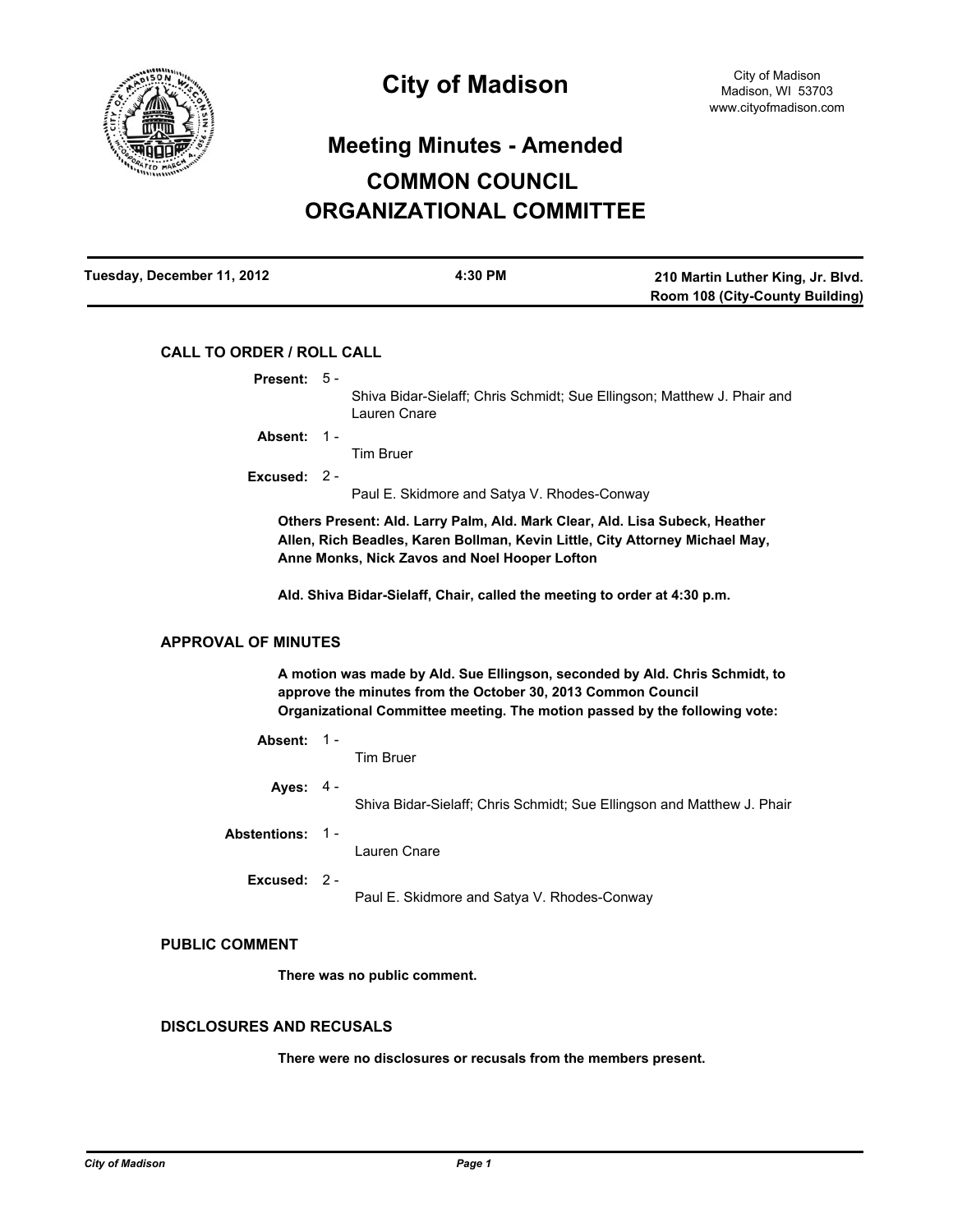# City of Madison

City of Madison
Madison, WI 53703
www.cityofmadison.com

## Meeting Minutes - Amended

## COMMON COUNCIL ORGANIZATIONAL COMMITTEE

**Tuesday, December 11, 2012** | **4:30 PM** | **210 Martin Luther King, Jr. Blvd. Room 108 (City-County Building)**

### CALL TO ORDER / ROLL CALL

**Present:** 5 - Shiva Bidar-Sielaff; Chris Schmidt; Sue Ellingson; Matthew J. Phair and Lauren Cnare

**Absent:** 1 - Tim Bruer

**Excused:** 2 - Paul E. Skidmore and Satya V. Rhodes-Conway

**Others Present: Ald. Larry Palm, Ald. Mark Clear, Ald. Lisa Subeck, Heather Allen, Rich Beadles, Karen Bollman, Kevin Little, City Attorney Michael May, Anne Monks, Nick Zavos and Noel Hooper Lofton**

**Ald. Shiva Bidar-Sielaff, Chair, called the meeting to order at 4:30 p.m.**

### APPROVAL OF MINUTES

**A motion was made by Ald. Sue Ellingson, seconded by Ald. Chris Schmidt, to approve the minutes from the October 30, 2013 Common Council Organizational Committee meeting. The motion passed by the following vote:**

**Absent:** 1 - Tim Bruer

**Ayes:** 4 - Shiva Bidar-Sielaff; Chris Schmidt; Sue Ellingson and Matthew J. Phair

**Abstentions:** 1 - Lauren Cnare

**Excused:** 2 - Paul E. Skidmore and Satya V. Rhodes-Conway

### PUBLIC COMMENT

**There was no public comment.**

### DISCLOSURES AND RECUSALS

**There were no disclosures or recusals from the members present.**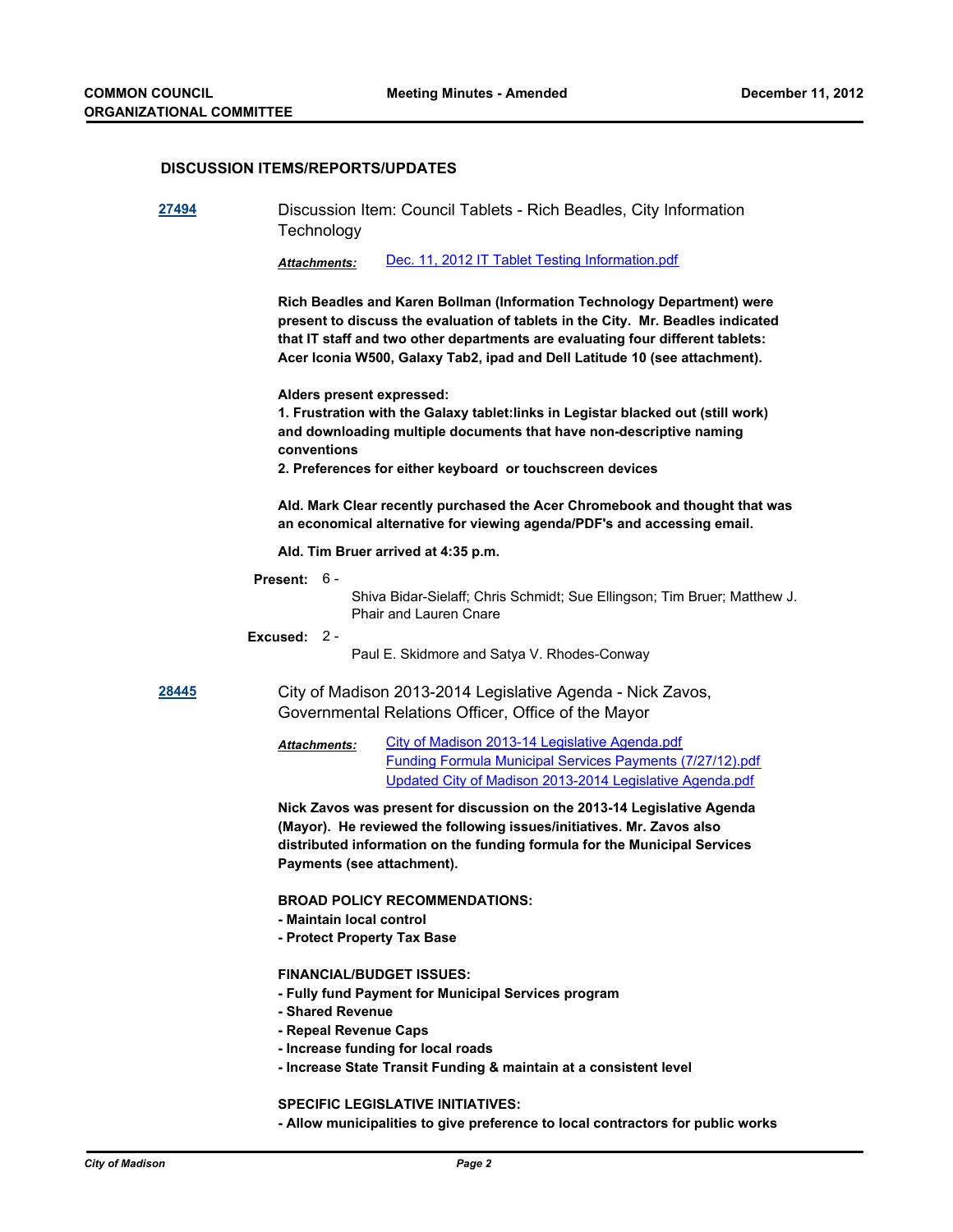## DISCUSSION ITEMS/REPORTS/UPDATES

**27494** Discussion Item: Council Tablets - Rich Beadles, City Information Technology

*Attachments:* Dec. 11, 2012 IT Tablet Testing Information.pdf

**Rich Beadles and Karen Bollman (Information Technology Department) were present to discuss the evaluation of tablets in the City. Mr. Beadles indicated that IT staff and two other departments are evaluating four different tablets: Acer Iconia W500, Galaxy Tab2, ipad and Dell Latitude 10 (see attachment).**

**Alders present expressed:**
**1. Frustration with the Galaxy tablet:links in Legistar blacked out (still work) and downloading multiple documents that have non-descriptive naming conventions**
**2. Preferences for either keyboard or touchscreen devices**

**Ald. Mark Clear recently purchased the Acer Chromebook and thought that was an economical alternative for viewing agenda/PDF's and accessing email.**

**Ald. Tim Bruer arrived at 4:35 p.m.**

**Present:** 6 - Shiva Bidar-Sielaff; Chris Schmidt; Sue Ellingson; Tim Bruer; Matthew J. Phair and Lauren Cnare

**Excused:** 2 - Paul E. Skidmore and Satya V. Rhodes-Conway

**28445** City of Madison 2013-2014 Legislative Agenda - Nick Zavos, Governmental Relations Officer, Office of the Mayor

*Attachments:* City of Madison 2013-14 Legislative Agenda.pdf
Funding Formula Municipal Services Payments (7/27/12).pdf
Updated City of Madison 2013-2014 Legislative Agenda.pdf

**Nick Zavos was present for discussion on the 2013-14 Legislative Agenda (Mayor). He reviewed the following issues/initiatives. Mr. Zavos also distributed information on the funding formula for the Municipal Services Payments (see attachment).**

**BROAD POLICY RECOMMENDATIONS:**
**- Maintain local control**
**- Protect Property Tax Base**

**FINANCIAL/BUDGET ISSUES:**
**- Fully fund Payment for Municipal Services program**
**- Shared Revenue**
**- Repeal Revenue Caps**
**- Increase funding for local roads**
**- Increase State Transit Funding & maintain at a consistent level**

**SPECIFIC LEGISLATIVE INITIATIVES:**
**- Allow municipalities to give preference to local contractors for public works**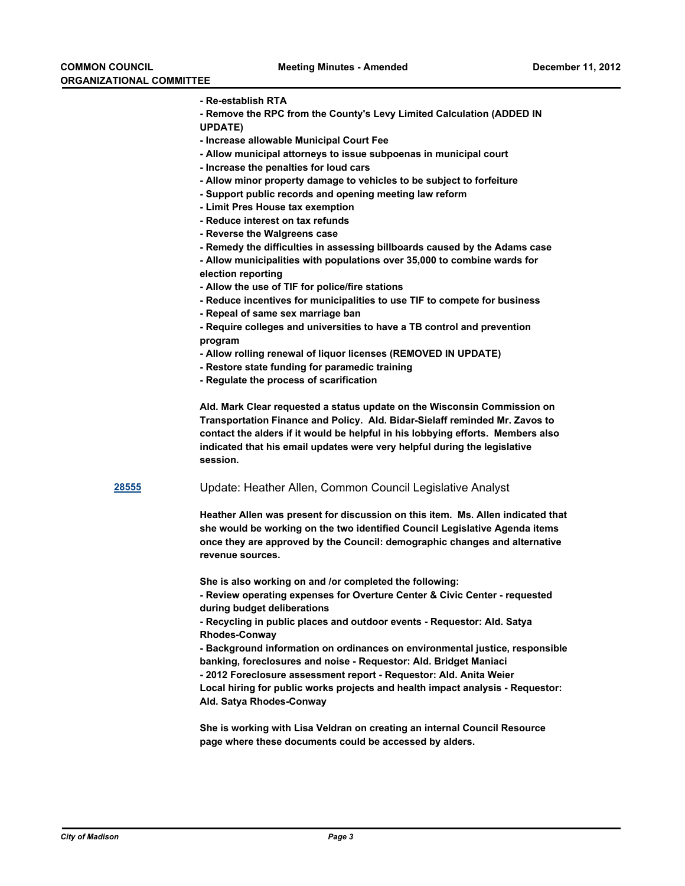**- Re-establish RTA**

**- Remove the RPC from the County's Levy Limited Calculation (ADDED IN UPDATE)**

**- Increase allowable Municipal Court Fee**

**- Allow municipal attorneys to issue subpoenas in municipal court**

**- Increase the penalties for loud cars**

**- Allow minor property damage to vehicles to be subject to forfeiture**

**- Support public records and opening meeting law reform**

**- Limit Pres House tax exemption**

**- Reduce interest on tax refunds**

**- Reverse the Walgreens case**

**- Remedy the difficulties in assessing billboards caused by the Adams case**

**- Allow municipalities with populations over 35,000 to combine wards for election reporting**

**- Allow the use of TIF for police/fire stations**

**- Reduce incentives for municipalities to use TIF to compete for business**

**- Repeal of same sex marriage ban**

**- Require colleges and universities to have a TB control and prevention program**

**- Allow rolling renewal of liquor licenses (REMOVED IN UPDATE)**

**- Restore state funding for paramedic training**

**- Regulate the process of scarification**

**Ald. Mark Clear requested a status update on the Wisconsin Commission on Transportation Finance and Policy. Ald. Bidar-Sielaff reminded Mr. Zavos to contact the alders if it would be helpful in his lobbying efforts. Members also indicated that his email updates were very helpful during the legislative session.**

**28555** Update: Heather Allen, Common Council Legislative Analyst

**Heather Allen was present for discussion on this item. Ms. Allen indicated that she would be working on the two identified Council Legislative Agenda items once they are approved by the Council: demographic changes and alternative revenue sources.**

**She is also working on and /or completed the following:**

**- Review operating expenses for Overture Center & Civic Center - requested during budget deliberations**

**- Recycling in public places and outdoor events - Requestor: Ald. Satya Rhodes-Conway**

**- Background information on ordinances on environmental justice, responsible banking, foreclosures and noise - Requestor: Ald. Bridget Maniaci**

**- 2012 Foreclosure assessment report - Requestor: Ald. Anita Weier**

**Local hiring for public works projects and health impact analysis - Requestor: Ald. Satya Rhodes-Conway**

**She is working with Lisa Veldran on creating an internal Council Resource page where these documents could be accessed by alders.**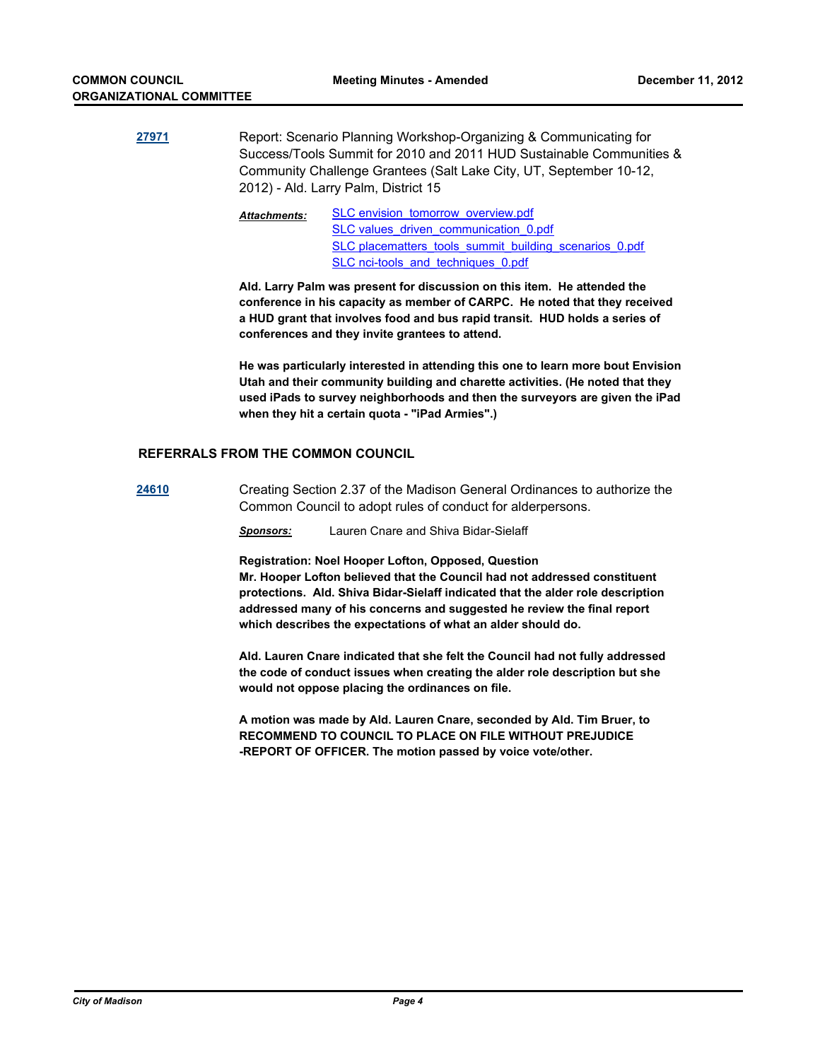**27971** Report: Scenario Planning Workshop-Organizing & Communicating for Success/Tools Summit for 2010 and 2011 HUD Sustainable Communities & Community Challenge Grantees (Salt Lake City, UT, September 10-12, 2012) - Ald. Larry Palm, District 15

***Attachments:*** SLC envision_tomorrow_overview.pdf
SLC values_driven_communication_0.pdf
SLC placematters_tools_summit_building_scenarios_0.pdf
SLC nci-tools_and_techniques_0.pdf

**Ald. Larry Palm was present for discussion on this item. He attended the conference in his capacity as member of CARPC. He noted that they received a HUD grant that involves food and bus rapid transit. HUD holds a series of conferences and they invite grantees to attend.**

**He was particularly interested in attending this one to learn more bout Envision Utah and their community building and charette activities. (He noted that they used iPads to survey neighborhoods and then the surveyors are given the iPad when they hit a certain quota - "iPad Armies".)**

## REFERRALS FROM THE COMMON COUNCIL

**24610** Creating Section 2.37 of the Madison General Ordinances to authorize the Common Council to adopt rules of conduct for alderpersons.

***Sponsors:*** Lauren Cnare and Shiva Bidar-Sielaff

**Registration: Noel Hooper Lofton, Opposed, Question**
**Mr. Hooper Lofton believed that the Council had not addressed constituent protections. Ald. Shiva Bidar-Sielaff indicated that the alder role description addressed many of his concerns and suggested he review the final report which describes the expectations of what an alder should do.**

**Ald. Lauren Cnare indicated that she felt the Council had not fully addressed the code of conduct issues when creating the alder role description but she would not oppose placing the ordinances on file.**

**A motion was made by Ald. Lauren Cnare, seconded by Ald. Tim Bruer, to RECOMMEND TO COUNCIL TO PLACE ON FILE WITHOUT PREJUDICE -REPORT OF OFFICER. The motion passed by voice vote/other.**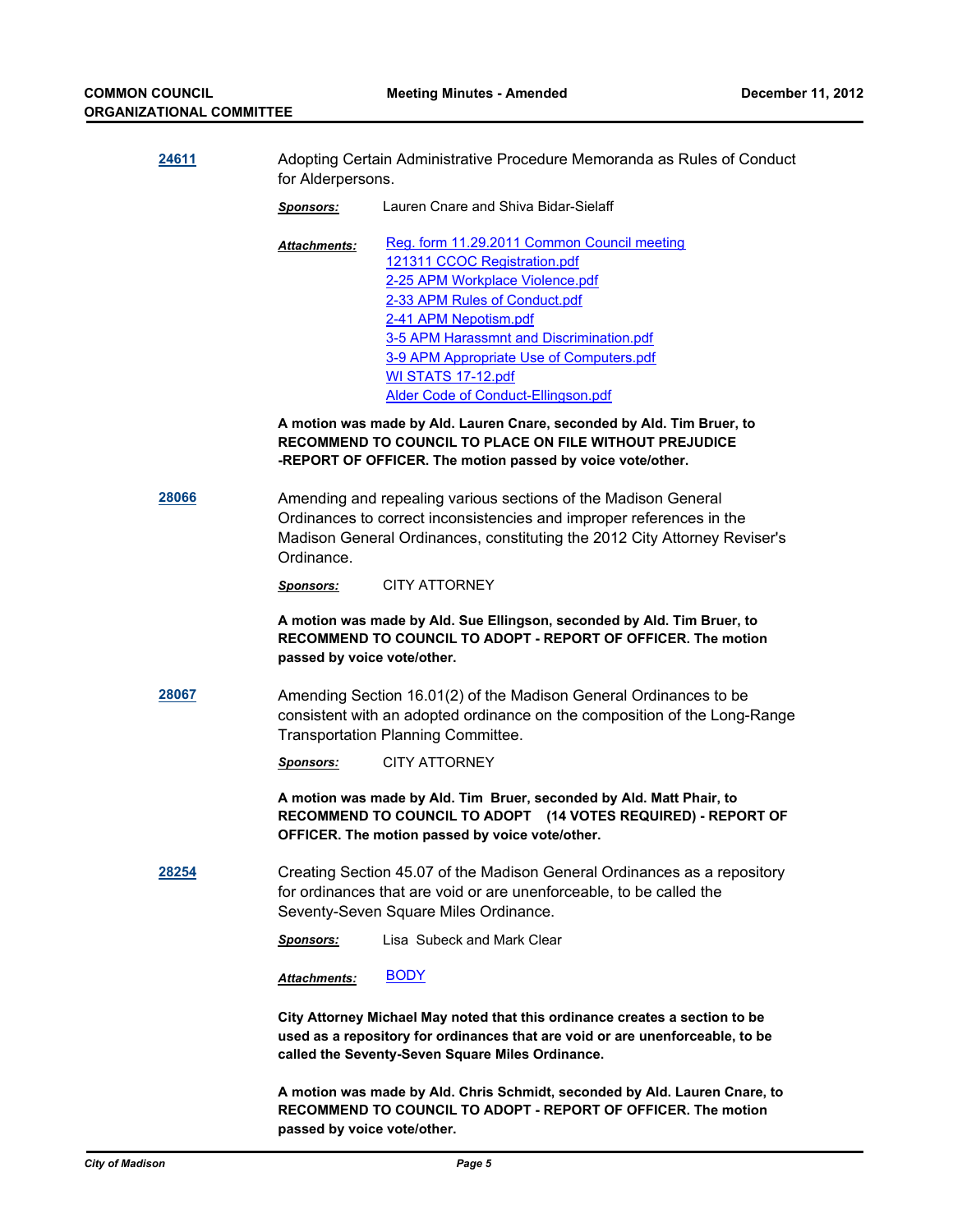**24611** Adopting Certain Administrative Procedure Memoranda as Rules of Conduct for Alderpersons.

***Sponsors:*** Lauren Cnare and Shiva Bidar-Sielaff

***Attachments:***
- Reg. form 11.29.2011 Common Council meeting
- 121311 CCOC Registration.pdf
- 2-25 APM Workplace Violence.pdf
- 2-33 APM Rules of Conduct.pdf
- 2-41 APM Nepotism.pdf
- 3-5 APM Harassmnt and Discrimination.pdf
- 3-9 APM Appropriate Use of Computers.pdf
- WI STATS 17-12.pdf
- Alder Code of Conduct-Ellingson.pdf

**A motion was made by Ald. Lauren Cnare, seconded by Ald. Tim Bruer, to RECOMMEND TO COUNCIL TO PLACE ON FILE WITHOUT PREJUDICE -REPORT OF OFFICER. The motion passed by voice vote/other.**

**28066** Amending and repealing various sections of the Madison General Ordinances to correct inconsistencies and improper references in the Madison General Ordinances, constituting the 2012 City Attorney Reviser's Ordinance.

***Sponsors:*** CITY ATTORNEY

**A motion was made by Ald. Sue Ellingson, seconded by Ald. Tim Bruer, to RECOMMEND TO COUNCIL TO ADOPT - REPORT OF OFFICER. The motion passed by voice vote/other.**

**28067** Amending Section 16.01(2) of the Madison General Ordinances to be consistent with an adopted ordinance on the composition of the Long-Range Transportation Planning Committee.

***Sponsors:*** CITY ATTORNEY

**A motion was made by Ald. Tim Bruer, seconded by Ald. Matt Phair, to RECOMMEND TO COUNCIL TO ADOPT (14 VOTES REQUIRED) - REPORT OF OFFICER. The motion passed by voice vote/other.**

**28254** Creating Section 45.07 of the Madison General Ordinances as a repository for ordinances that are void or are unenforceable, to be called the Seventy-Seven Square Miles Ordinance.

***Sponsors:*** Lisa Subeck and Mark Clear

***Attachments:*** BODY

**City Attorney Michael May noted that this ordinance creates a section to be used as a repository for ordinances that are void or are unenforceable, to be called the Seventy-Seven Square Miles Ordinance.**

**A motion was made by Ald. Chris Schmidt, seconded by Ald. Lauren Cnare, to RECOMMEND TO COUNCIL TO ADOPT - REPORT OF OFFICER. The motion passed by voice vote/other.**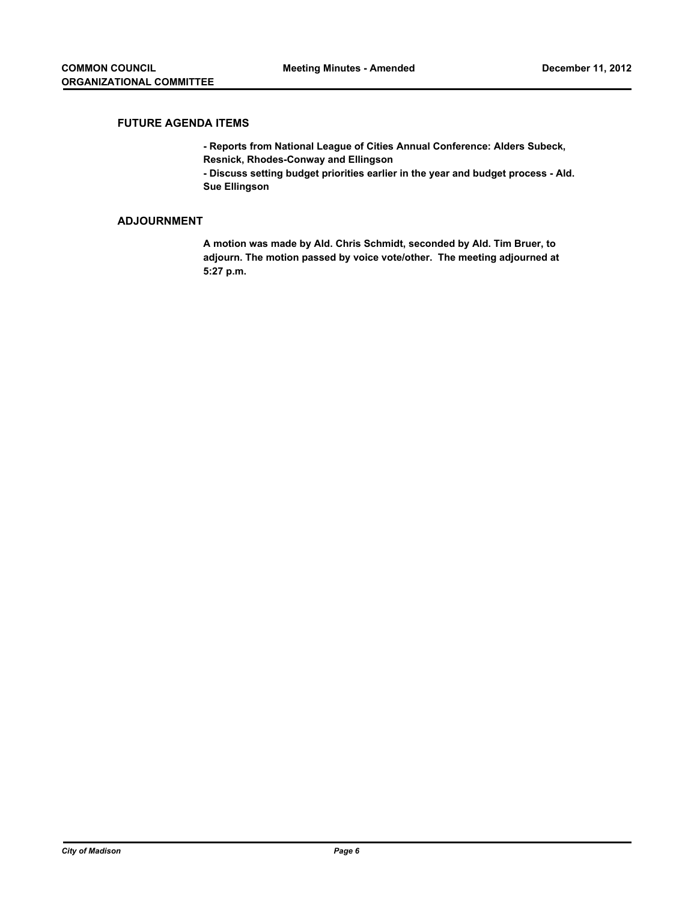## FUTURE AGENDA ITEMS

**- Reports from National League of Cities Annual Conference: Alders Subeck, Resnick, Rhodes-Conway and Ellingson**
**- Discuss setting budget priorities earlier in the year and budget process - Ald. Sue Ellingson**

## ADJOURNMENT

**A motion was made by Ald. Chris Schmidt, seconded by Ald. Tim Bruer, to adjourn. The motion passed by voice vote/other. The meeting adjourned at 5:27 p.m.**